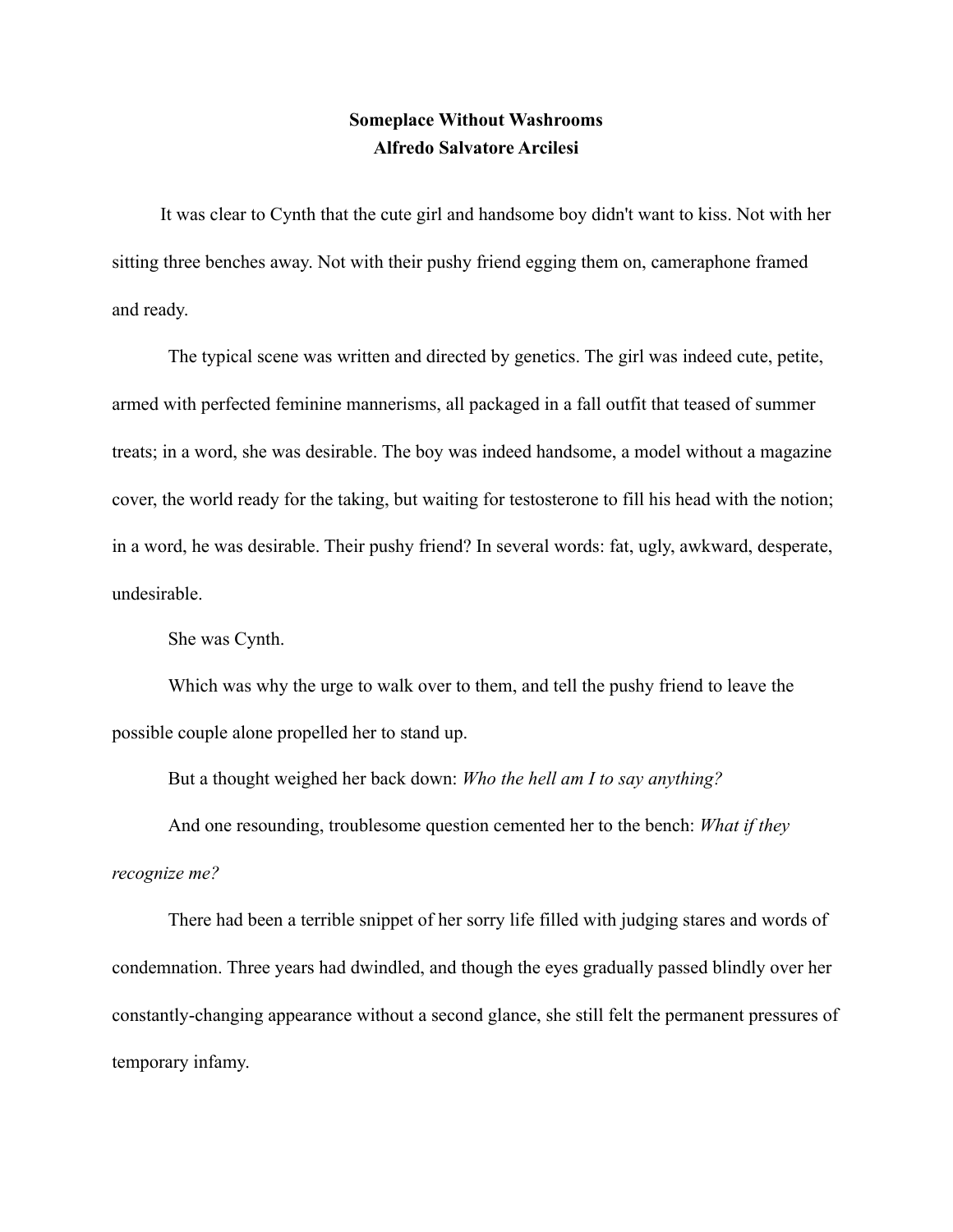# Someplace Without Washrooms

**Alfredo Salvatore Arcilesi**

It was clear to Cynth that the cute girl and handsome boy didn't want to kiss. Not with her sitting three benches away. Not with their pushy friend egging them on, cameraphone framed and ready.

The typical scene was written and directed by genetics. The girl was indeed cute, petite, armed with perfected feminine mannerisms, all packaged in a fall outfit that teased of summer treats; in a word, she was desirable. The boy was indeed handsome, a model without a magazine cover, the world ready for the taking, but waiting for testosterone to fill his head with the notion; in a word, he was desirable. Their pushy friend? In several words: fat, ugly, awkward, desperate, undesirable.

She was Cynth.

Which was why the urge to walk over to them, and tell the pushy friend to leave the possible couple alone propelled her to stand up.

But a thought weighed her back down: *Who the hell am I to say anything?*

And one resounding, troublesome question cemented her to the bench: *What if they recognize me?*

There had been a terrible snippet of her sorry life filled with judging stares and words of condemnation. Three years had dwindled, and though the eyes gradually passed blindly over her constantly-changing appearance without a second glance, she still felt the permanent pressures of temporary infamy.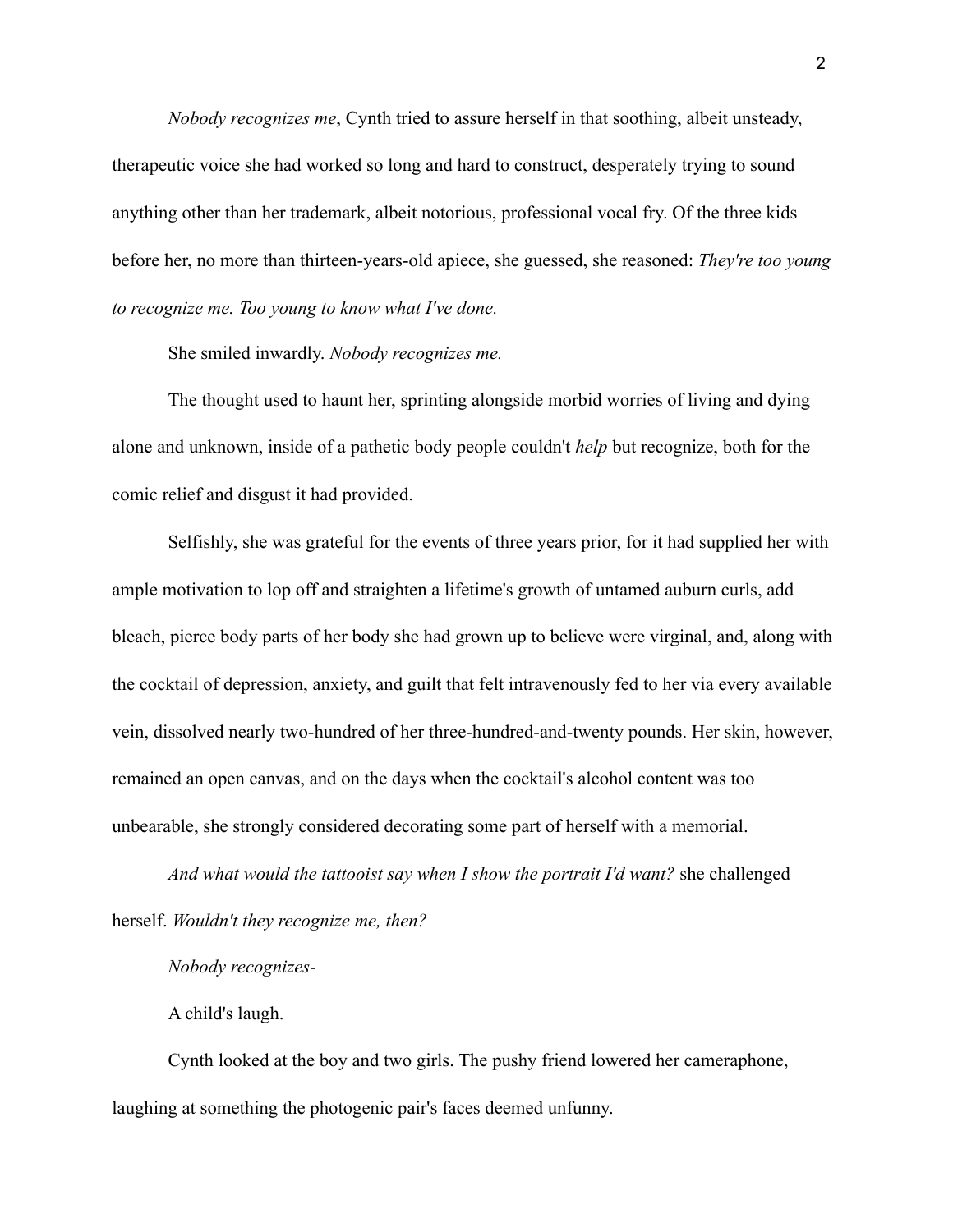*Nobody recognizes me*, Cynth tried to assure herself in that soothing, albeit unsteady, therapeutic voice she had worked so long and hard to construct, desperately trying to sound anything other than her trademark, albeit notorious, professional vocal fry. Of the three kids before her, no more than thirteen-years-old apiece, she guessed, she reasoned: *They're too young to recognize me. Too young to know what I've done.*

She smiled inwardly. *Nobody recognizes me.*

The thought used to haunt her, sprinting alongside morbid worries of living and dying alone and unknown, inside of a pathetic body people couldn't *help* but recognize, both for the comic relief and disgust it had provided.

Selfishly, she was grateful for the events of three years prior, for it had supplied her with ample motivation to lop off and straighten a lifetime's growth of untamed auburn curls, add bleach, pierce body parts of her body she had grown up to believe were virginal, and, along with the cocktail of depression, anxiety, and guilt that felt intravenously fed to her via every available vein, dissolved nearly two-hundred of her three-hundred-and-twenty pounds. Her skin, however, remained an open canvas, and on the days when the cocktail's alcohol content was too unbearable, she strongly considered decorating some part of herself with a memorial.

*And what would the tattooist say when I show the portrait I'd want?* she challenged herself. *Wouldn't they recognize me, then?*

*Nobody recognizes-*

A child's laugh.

Cynth looked at the boy and two girls. The pushy friend lowered her cameraphone, laughing at something the photogenic pair's faces deemed unfunny.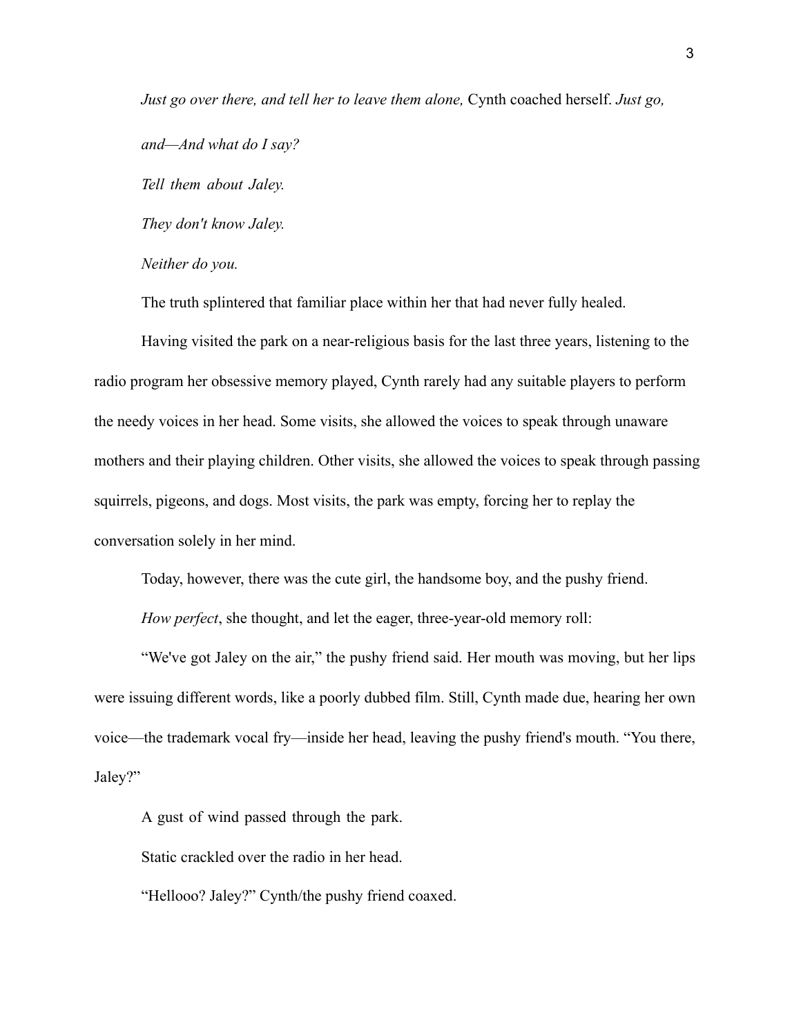*Just go over there, and tell her to leave them alone,* Cynth coached herself. *Just go, and—And what do I say?*

*Tell them about Jaley.*

*They don't know Jaley.*

*Neither do you.*

The truth splintered that familiar place within her that had never fully healed.

Having visited the park on a near-religious basis for the last three years, listening to the radio program her obsessive memory played, Cynth rarely had any suitable players to perform the needy voices in her head. Some visits, she allowed the voices to speak through unaware mothers and their playing children. Other visits, she allowed the voices to speak through passing squirrels, pigeons, and dogs. Most visits, the park was empty, forcing her to replay the conversation solely in her mind.

Today, however, there was the cute girl, the handsome boy, and the pushy friend.

*How perfect*, she thought, and let the eager, three-year-old memory roll:

"We've got Jaley on the air," the pushy friend said. Her mouth was moving, but her lips were issuing different words, like a poorly dubbed film. Still, Cynth made due, hearing her own voice—the trademark vocal fry—inside her head, leaving the pushy friend's mouth. "You there, Jaley?"

A gust of wind passed through the park.

Static crackled over the radio in her head.

"Hellooo? Jaley?" Cynth/the pushy friend coaxed.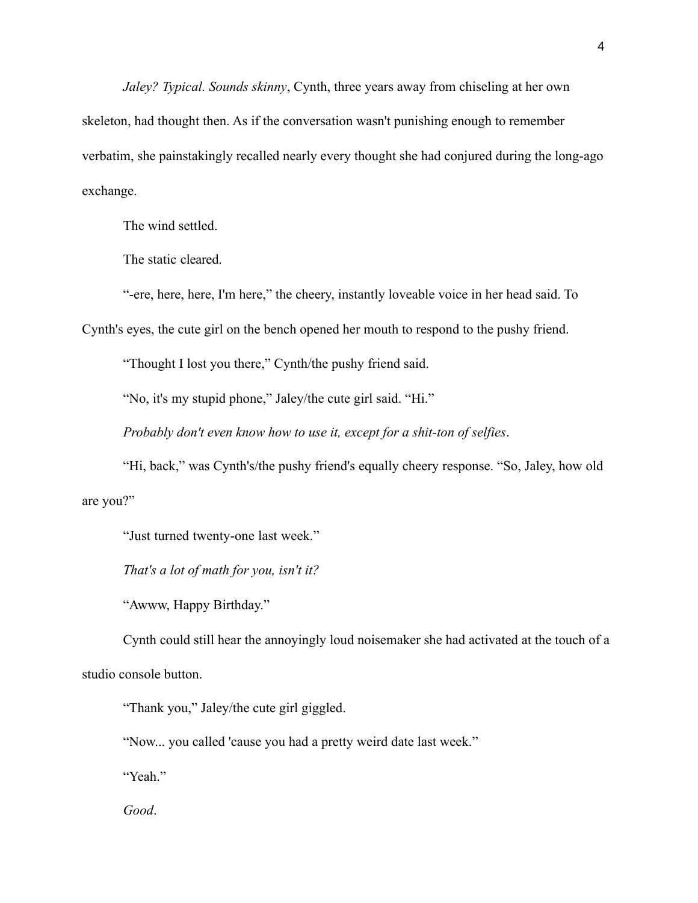*Jaley? Typical. Sounds skinny*, Cynth, three years away from chiseling at her own skeleton, had thought then. As if the conversation wasn't punishing enough to remember verbatim, she painstakingly recalled nearly every thought she had conjured during the long-ago exchange.

The wind settled.

The static cleared.

"-ere, here, here, I'm here," the cheery, instantly loveable voice in her head said. To Cynth's eyes, the cute girl on the bench opened her mouth to respond to the pushy friend.

"Thought I lost you there," Cynth/the pushy friend said.

"No, it's my stupid phone," Jaley/the cute girl said. "Hi."

*Probably don't even know how to use it, except for a shit-ton of selfies*.

"Hi, back," was Cynth's/the pushy friend's equally cheery response. "So, Jaley, how old are you?"

"Just turned twenty-one last week."

*That's a lot of math for you, isn't it?*

"Awww, Happy Birthday."

Cynth could still hear the annoyingly loud noisemaker she had activated at the touch of a studio console button.

"Thank you," Jaley/the cute girl giggled.

"Now... you called 'cause you had a pretty weird date last week."

"Yeah."

*Good*.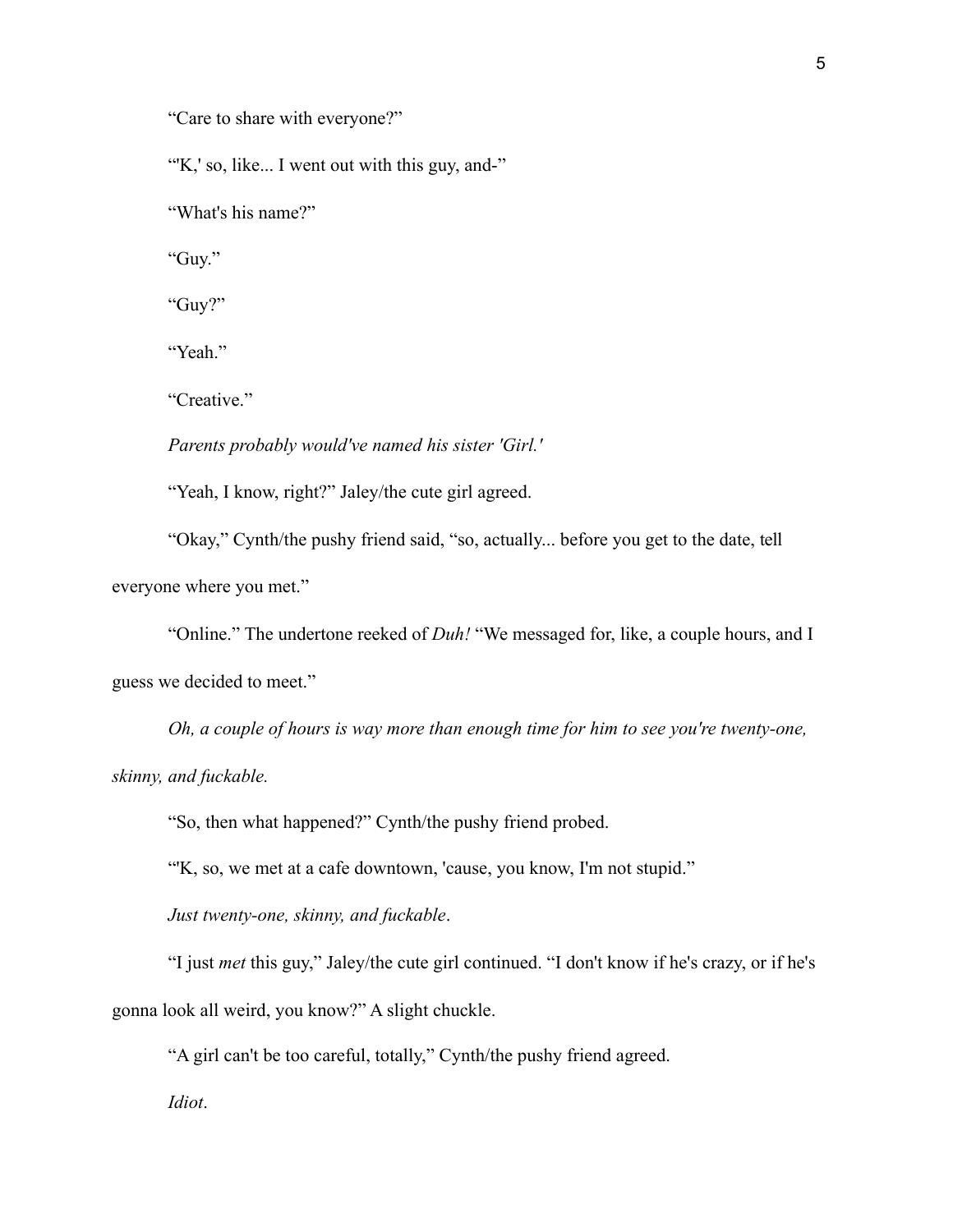"Care to share with everyone?"

"'K,' so, like... I went out with this guy, and-"

"What's his name?"

"Guy."

"Guy?"

"Yeah."

"Creative."

*Parents probably would've named his sister 'Girl.'*

"Yeah, I know, right?" Jaley/the cute girl agreed.

"Okay," Cynth/the pushy friend said, "so, actually... before you get to the date, tell everyone where you met."

"Online." The undertone reeked of *Duh!* "We messaged for, like, a couple hours, and I guess we decided to meet."

*Oh, a couple of hours is way more than enough time for him to see you're twenty-one, skinny, and fuckable.*

"So, then what happened?" Cynth/the pushy friend probed.

"'K, so, we met at a cafe downtown, 'cause, you know, I'm not stupid."

*Just twenty-one, skinny, and fuckable*.

"I just *met* this guy," Jaley/the cute girl continued. "I don't know if he's crazy, or if he's gonna look all weird, you know?" A slight chuckle.

"A girl can't be too careful, totally," Cynth/the pushy friend agreed.

*Idiot*.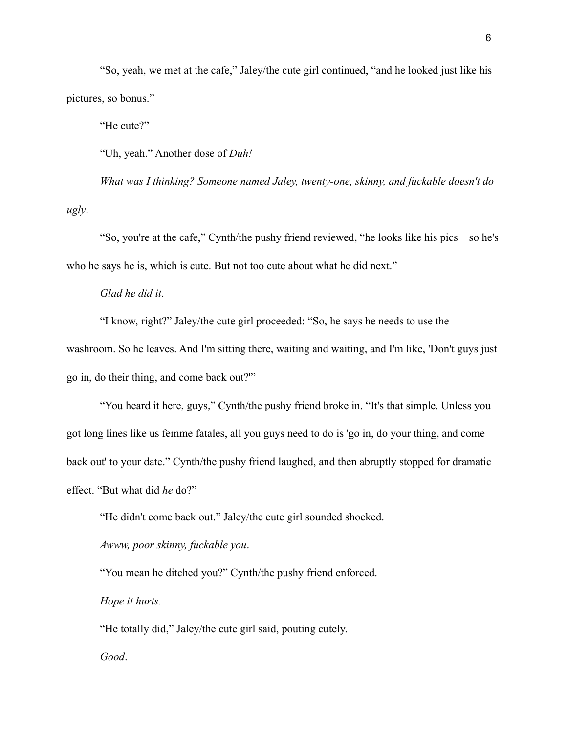"So, yeah, we met at the cafe," Jaley/the cute girl continued, "and he looked just like his pictures, so bonus."

"He cute?"

"Uh, yeah." Another dose of *Duh!*

*What was I thinking? Someone named Jaley, twenty-one, skinny, and fuckable doesn't do ugly*.

"So, you're at the cafe," Cynth/the pushy friend reviewed, "he looks like his pics—so he's who he says he is, which is cute. But not too cute about what he did next."

*Glad he did it*.

"I know, right?" Jaley/the cute girl proceeded: "So, he says he needs to use the washroom. So he leaves. And I'm sitting there, waiting and waiting, and I'm like, 'Don't guys just go in, do their thing, and come back out?'"

"You heard it here, guys," Cynth/the pushy friend broke in. "It's that simple. Unless you got long lines like us femme fatales, all you guys need to do is 'go in, do your thing, and come back out' to your date." Cynth/the pushy friend laughed, and then abruptly stopped for dramatic effect. "But what did *he* do?"

"He didn't come back out." Jaley/the cute girl sounded shocked.

*Awww, poor skinny, fuckable you*.

"You mean he ditched you?" Cynth/the pushy friend enforced.

*Hope it hurts*.

"He totally did," Jaley/the cute girl said, pouting cutely.

*Good*.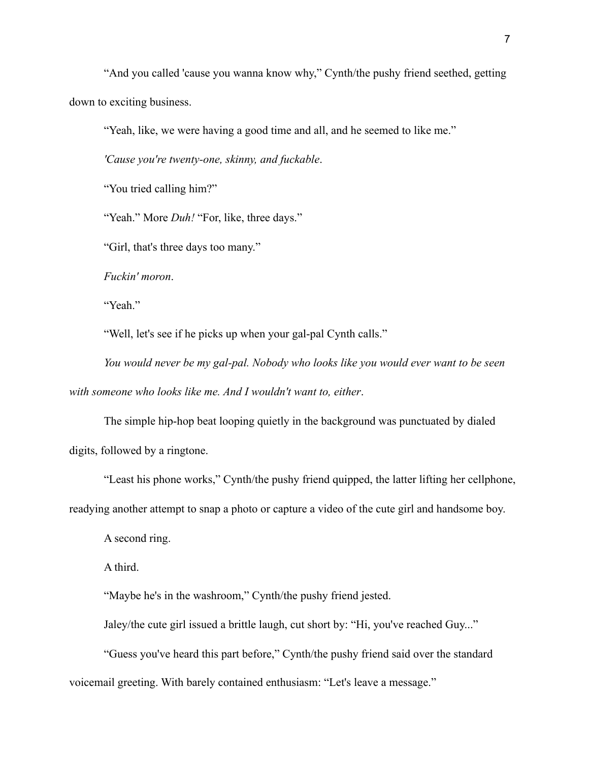"And you called 'cause you wanna know why," Cynth/the pushy friend seethed, getting down to exciting business.

"Yeah, like, we were having a good time and all, and he seemed to like me."

*'Cause you're twenty-one, skinny, and fuckable*.

"You tried calling him?"

"Yeah." More *Duh!* "For, like, three days."

"Girl, that's three days too many."

*Fuckin' moron*.

"Yeah."

"Well, let's see if he picks up when your gal-pal Cynth calls."

*You would never be my gal-pal. Nobody who looks like you would ever want to be seen with someone who looks like me. And I wouldn't want to, either*.

The simple hip-hop beat looping quietly in the background was punctuated by dialed digits, followed by a ringtone.

"Least his phone works," Cynth/the pushy friend quipped, the latter lifting her cellphone, readying another attempt to snap a photo or capture a video of the cute girl and handsome boy.

A second ring.

A third.

"Maybe he's in the washroom," Cynth/the pushy friend jested.

Jaley/the cute girl issued a brittle laugh, cut short by: "Hi, you've reached Guy..."

"Guess you've heard this part before," Cynth/the pushy friend said over the standard voicemail greeting. With barely contained enthusiasm: "Let's leave a message."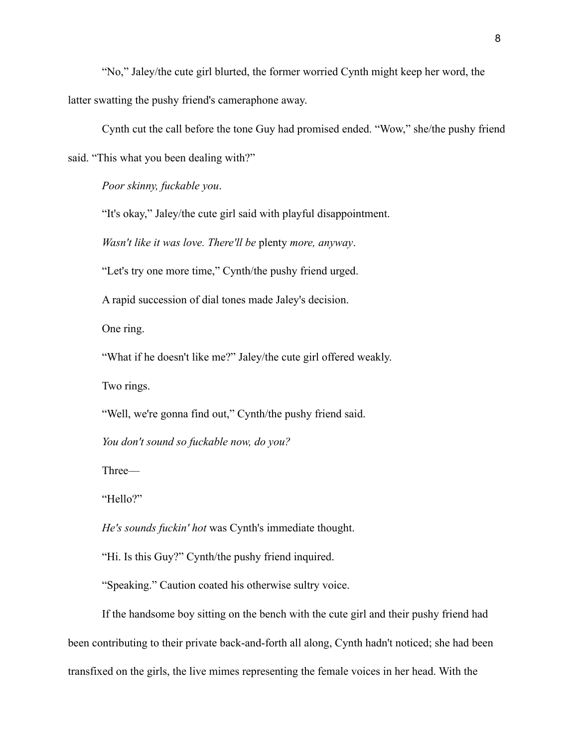"No," Jaley/the cute girl blurted, the former worried Cynth might keep her word, the latter swatting the pushy friend's cameraphone away.

Cynth cut the call before the tone Guy had promised ended. "Wow," she/the pushy friend said. "This what you been dealing with?"

*Poor skinny, fuckable you*.

"It's okay," Jaley/the cute girl said with playful disappointment.

*Wasn't like it was love. There'll be* plenty *more, anyway*.

"Let's try one more time," Cynth/the pushy friend urged.

A rapid succession of dial tones made Jaley's decision.

One ring.

"What if he doesn't like me?" Jaley/the cute girl offered weakly.

Two rings.

"Well, we're gonna find out," Cynth/the pushy friend said.

*You don't sound so fuckable now, do you?*

Three—

"Hello?"

*He's sounds fuckin' hot* was Cynth's immediate thought.

"Hi. Is this Guy?" Cynth/the pushy friend inquired.

"Speaking." Caution coated his otherwise sultry voice.

If the handsome boy sitting on the bench with the cute girl and their pushy friend had been contributing to their private back-and-forth all along, Cynth hadn't noticed; she had been transfixed on the girls, the live mimes representing the female voices in her head. With the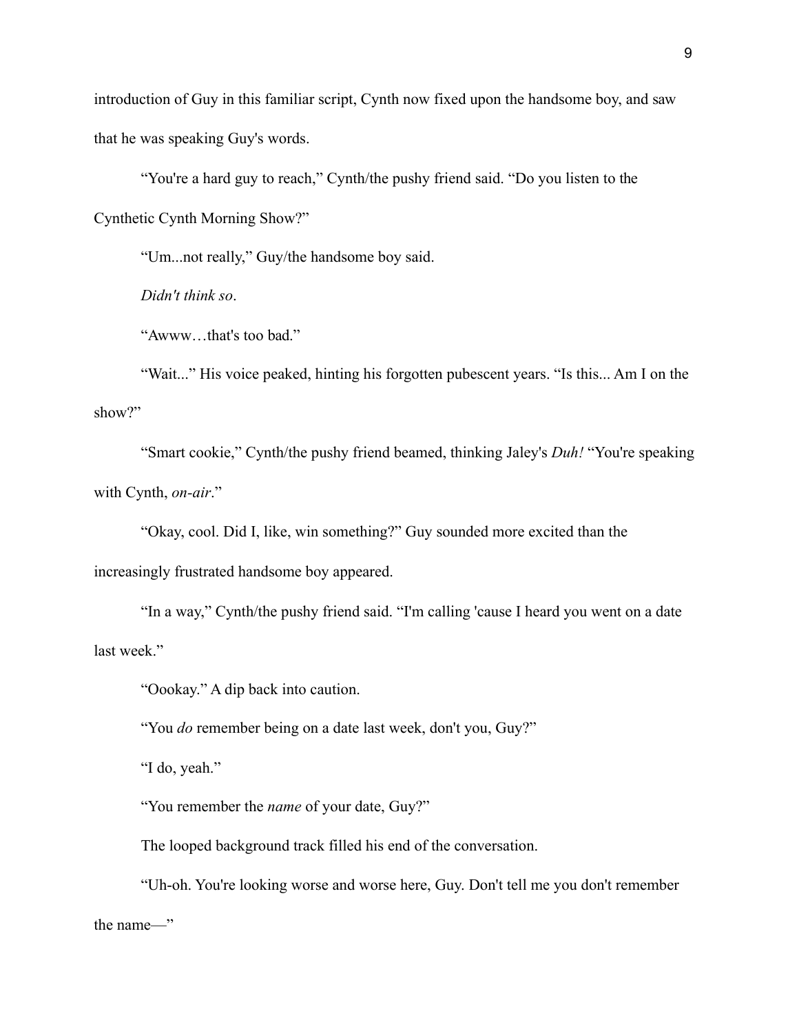introduction of Guy in this familiar script, Cynth now fixed upon the handsome boy, and saw that he was speaking Guy's words.

"You're a hard guy to reach," Cynth/the pushy friend said. "Do you listen to the Cynthetic Cynth Morning Show?"

"Um...not really," Guy/the handsome boy said.

*Didn't think so*.

"Awww…that's too bad."

"Wait..." His voice peaked, hinting his forgotten pubescent years. "Is this... Am I on the show?"

"Smart cookie," Cynth/the pushy friend beamed, thinking Jaley's *Duh!* "You're speaking with Cynth, *on-air*."

"Okay, cool. Did I, like, win something?" Guy sounded more excited than the increasingly frustrated handsome boy appeared.

"In a way," Cynth/the pushy friend said. "I'm calling 'cause I heard you went on a date last week."

"Oookay." A dip back into caution.

"You *do* remember being on a date last week, don't you, Guy?"

"I do, yeah."

"You remember the *name* of your date, Guy?"

The looped background track filled his end of the conversation.

"Uh-oh. You're looking worse and worse here, Guy. Don't tell me you don't remember the name—"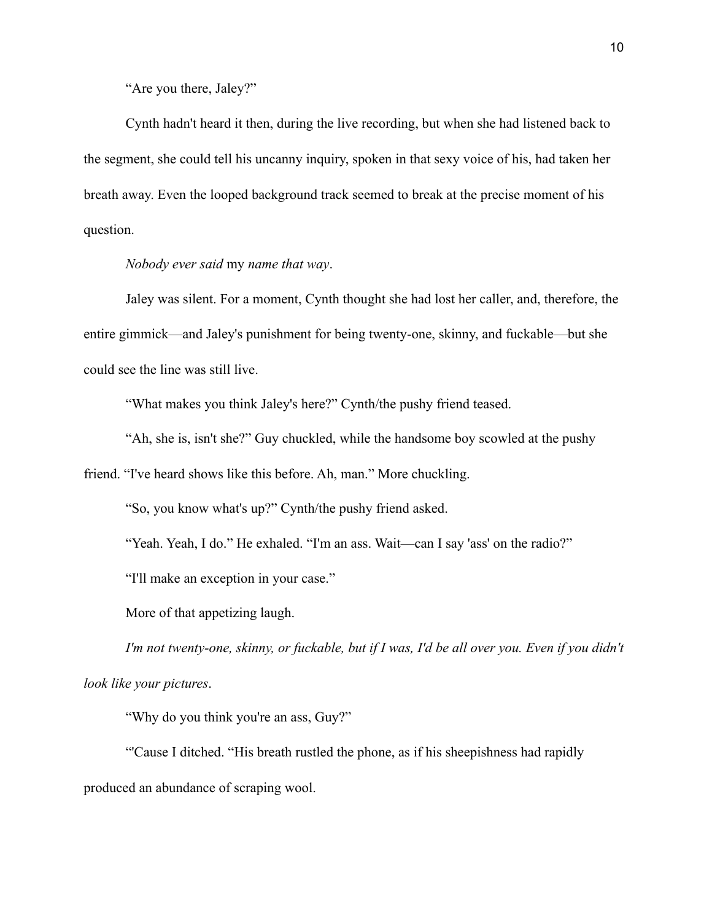"Are you there, Jaley?"

Cynth hadn't heard it then, during the live recording, but when she had listened back to the segment, she could tell his uncanny inquiry, spoken in that sexy voice of his, had taken her breath away. Even the looped background track seemed to break at the precise moment of his question.

*Nobody ever said* my *name that way*.

Jaley was silent. For a moment, Cynth thought she had lost her caller, and, therefore, the entire gimmick—and Jaley's punishment for being twenty-one, skinny, and fuckable—but she could see the line was still live.

"What makes you think Jaley's here?" Cynth/the pushy friend teased.

"Ah, she is, isn't she?" Guy chuckled, while the handsome boy scowled at the pushy friend. "I've heard shows like this before. Ah, man." More chuckling.

"So, you know what's up?" Cynth/the pushy friend asked.

"Yeah. Yeah, I do." He exhaled. "I'm an ass. Wait—can I say 'ass' on the radio?"

"I'll make an exception in your case."

More of that appetizing laugh.

*I'm not twenty-one, skinny, or fuckable, but if I was, I'd be all over you. Even if you didn't look like your pictures*.

"Why do you think you're an ass, Guy?"

"'Cause I ditched. "His breath rustled the phone, as if his sheepishness had rapidly produced an abundance of scraping wool.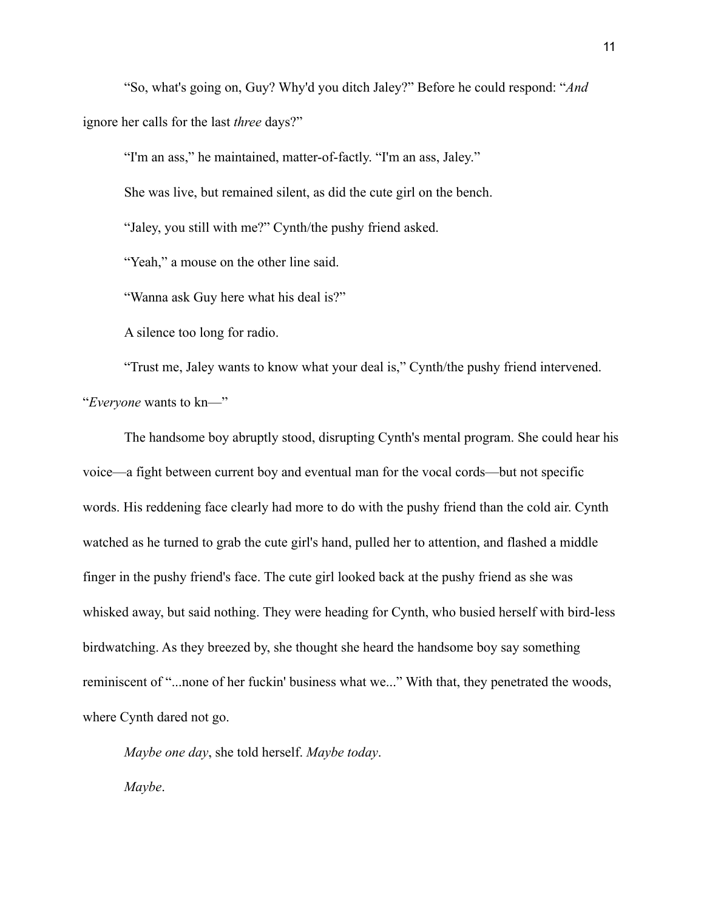"So, what's going on, Guy? Why'd you ditch Jaley?" Before he could respond: "*And* ignore her calls for the last *three* days?"

"I'm an ass," he maintained, matter-of-factly. "I'm an ass, Jaley."

She was live, but remained silent, as did the cute girl on the bench.

"Jaley, you still with me?" Cynth/the pushy friend asked.

"Yeah," a mouse on the other line said.

"Wanna ask Guy here what his deal is?"

A silence too long for radio.

"Trust me, Jaley wants to know what your deal is," Cynth/the pushy friend intervened. "*Everyone* wants to kn—"

The handsome boy abruptly stood, disrupting Cynth's mental program. She could hear his voice—a fight between current boy and eventual man for the vocal cords—but not specific words. His reddening face clearly had more to do with the pushy friend than the cold air. Cynth watched as he turned to grab the cute girl's hand, pulled her to attention, and flashed a middle finger in the pushy friend's face. The cute girl looked back at the pushy friend as she was whisked away, but said nothing. They were heading for Cynth, who busied herself with bird-less birdwatching. As they breezed by, she thought she heard the handsome boy say something reminiscent of "...none of her fuckin' business what we..." With that, they penetrated the woods, where Cynth dared not go.

*Maybe one day*, she told herself. *Maybe today*.

*Maybe*.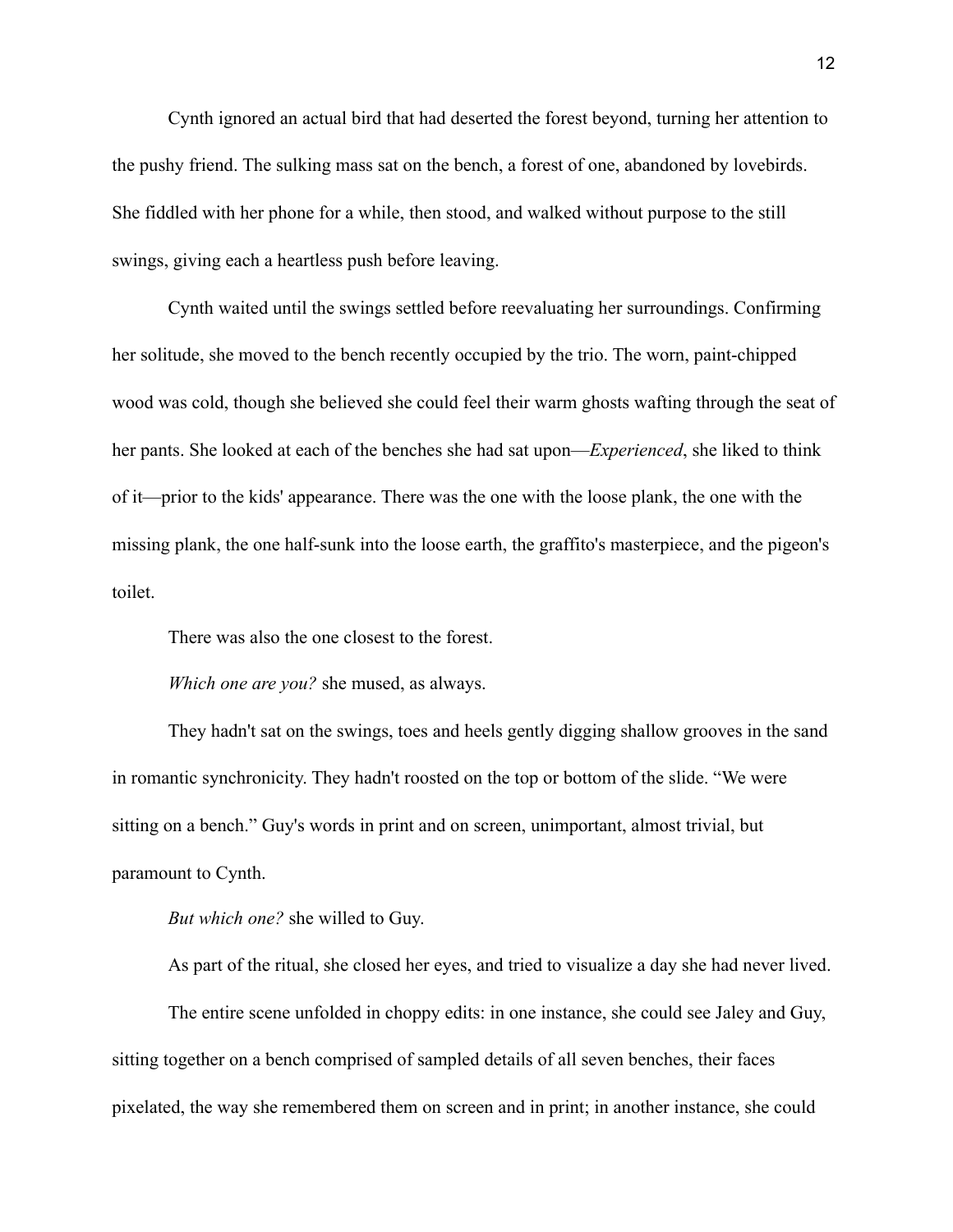Cynth ignored an actual bird that had deserted the forest beyond, turning her attention to the pushy friend. The sulking mass sat on the bench, a forest of one, abandoned by lovebirds. She fiddled with her phone for a while, then stood, and walked without purpose to the still swings, giving each a heartless push before leaving.

Cynth waited until the swings settled before reevaluating her surroundings. Confirming her solitude, she moved to the bench recently occupied by the trio. The worn, paint-chipped wood was cold, though she believed she could feel their warm ghosts wafting through the seat of her pants. She looked at each of the benches she had sat upon—*Experienced*, she liked to think of it—prior to the kids' appearance. There was the one with the loose plank, the one with the missing plank, the one half-sunk into the loose earth, the graffito's masterpiece, and the pigeon's toilet.

There was also the one closest to the forest.

*Which one are you?* she mused, as always.

They hadn't sat on the swings, toes and heels gently digging shallow grooves in the sand in romantic synchronicity. They hadn't roosted on the top or bottom of the slide. "We were sitting on a bench." Guy's words in print and on screen, unimportant, almost trivial, but paramount to Cynth.

*But which one?* she willed to Guy.

As part of the ritual, she closed her eyes, and tried to visualize a day she had never lived.

The entire scene unfolded in choppy edits: in one instance, she could see Jaley and Guy, sitting together on a bench comprised of sampled details of all seven benches, their faces pixelated, the way she remembered them on screen and in print; in another instance, she could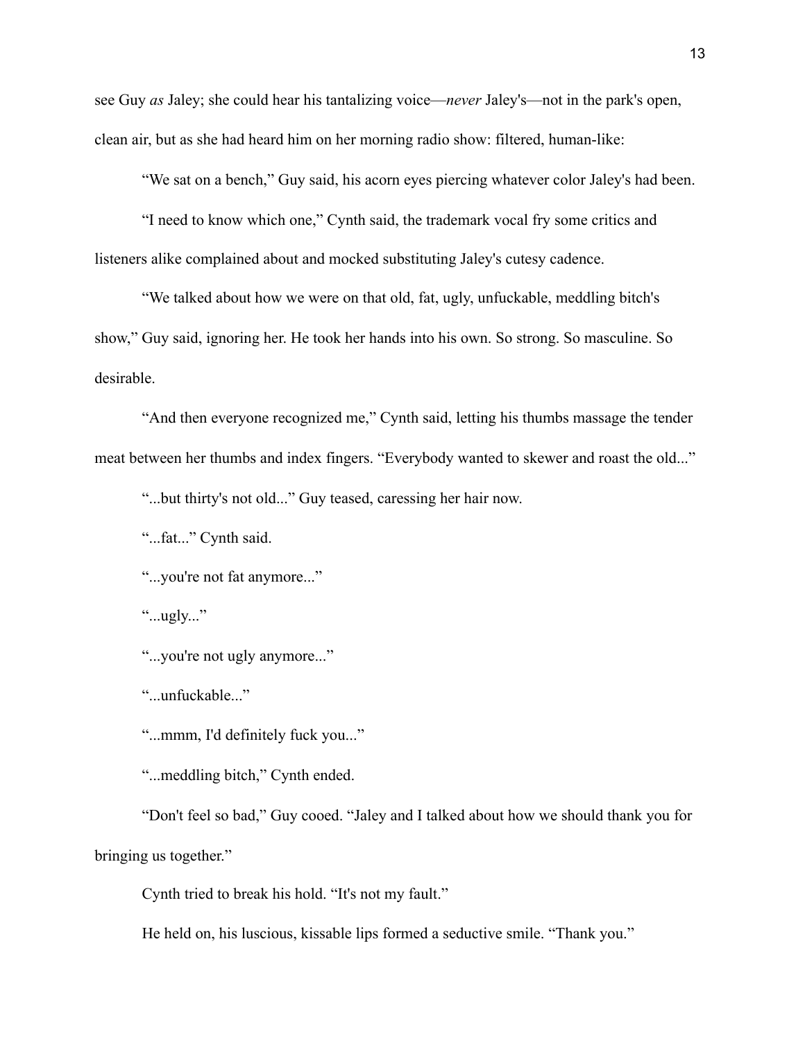see Guy *as* Jaley; she could hear his tantalizing voice—*never* Jaley's—not in the park's open, clean air, but as she had heard him on her morning radio show: filtered, human-like:

"We sat on a bench," Guy said, his acorn eyes piercing whatever color Jaley's had been.

"I need to know which one," Cynth said, the trademark vocal fry some critics and listeners alike complained about and mocked substituting Jaley's cutesy cadence.

"We talked about how we were on that old, fat, ugly, unfuckable, meddling bitch's show," Guy said, ignoring her. He took her hands into his own. So strong. So masculine. So desirable.

"And then everyone recognized me," Cynth said, letting his thumbs massage the tender meat between her thumbs and index fingers. "Everybody wanted to skewer and roast the old..."

"...but thirty's not old..." Guy teased, caressing her hair now.

"...fat..." Cynth said.

"...you're not fat anymore..."

"...ugly..."

"...you're not ugly anymore..."

"...unfuckable..."

"...mmm, I'd definitely fuck you..."

"...meddling bitch," Cynth ended.

"Don't feel so bad," Guy cooed. "Jaley and I talked about how we should thank you for bringing us together."

Cynth tried to break his hold. "It's not my fault."

He held on, his luscious, kissable lips formed a seductive smile. "Thank you."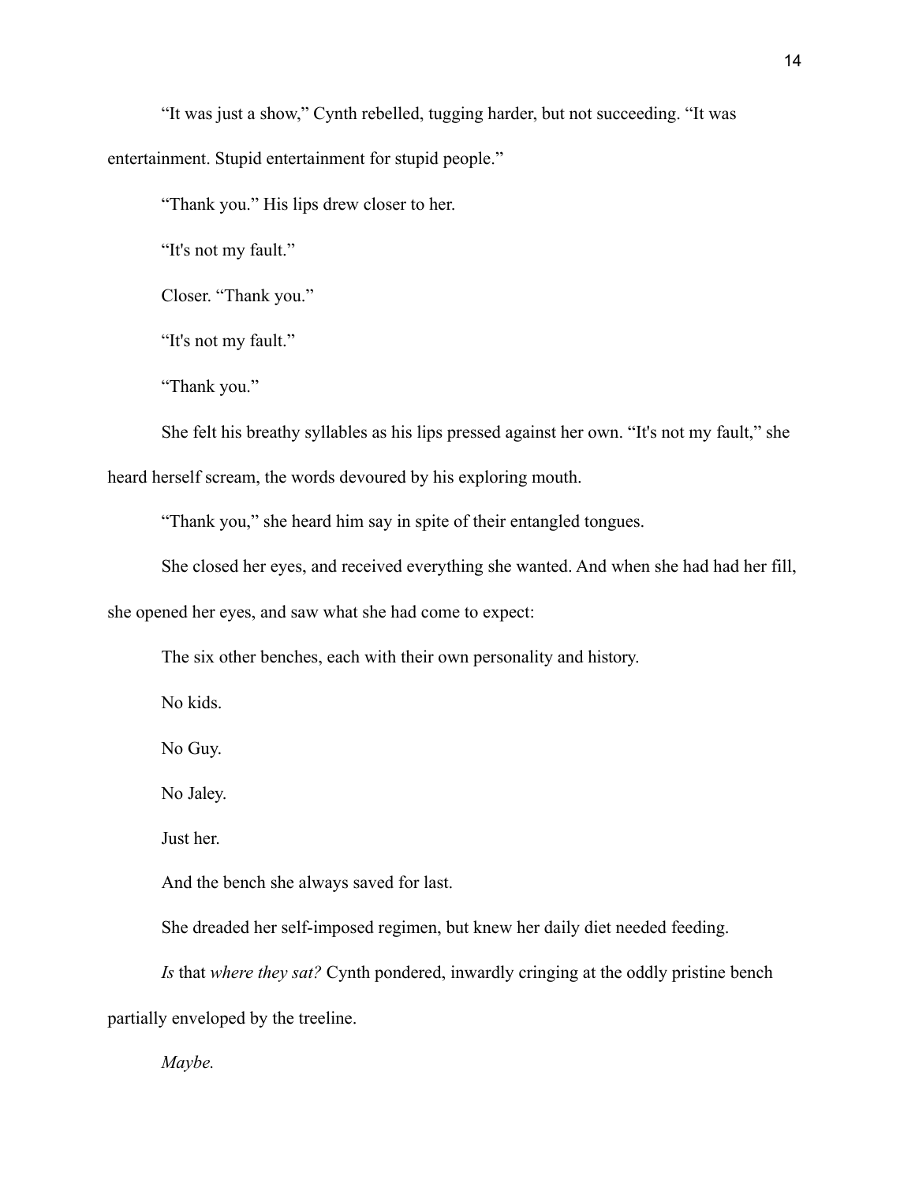"It was just a show," Cynth rebelled, tugging harder, but not succeeding. "It was entertainment. Stupid entertainment for stupid people."

"Thank you." His lips drew closer to her.

"It's not my fault."

Closer. "Thank you."

"It's not my fault."

"Thank you."

She felt his breathy syllables as his lips pressed against her own. "It's not my fault," she heard herself scream, the words devoured by his exploring mouth.

"Thank you," she heard him say in spite of their entangled tongues.

She closed her eyes, and received everything she wanted. And when she had had her fill, she opened her eyes, and saw what she had come to expect:

The six other benches, each with their own personality and history.

No kids.

No Guy.

No Jaley.

Just her.

And the bench she always saved for last.

She dreaded her self-imposed regimen, but knew her daily diet needed feeding.

*Is* that *where they sat?* Cynth pondered, inwardly cringing at the oddly pristine bench partially enveloped by the treeline.

*Maybe.*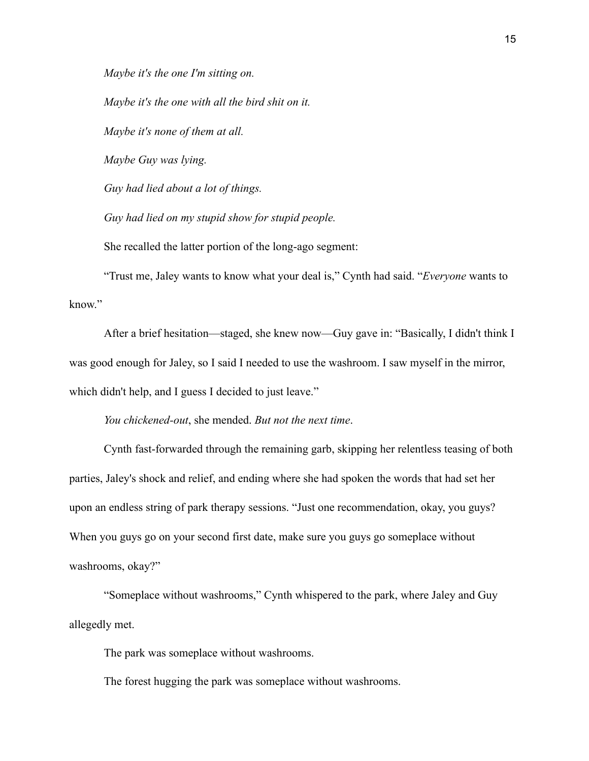*Maybe it's the one I'm sitting on.*

*Maybe it's the one with all the bird shit on it.*

*Maybe it's none of them at all.*

*Maybe Guy was lying.*

*Guy had lied about a lot of things.*

*Guy had lied on my stupid show for stupid people.*

She recalled the latter portion of the long-ago segment:

"Trust me, Jaley wants to know what your deal is," Cynth had said. "*Everyone* wants to know."

After a brief hesitation—staged, she knew now—Guy gave in: "Basically, I didn't think I was good enough for Jaley, so I said I needed to use the washroom. I saw myself in the mirror, which didn't help, and I guess I decided to just leave."

*You chickened-out*, she mended. *But not the next time*.

Cynth fast-forwarded through the remaining garb, skipping her relentless teasing of both parties, Jaley's shock and relief, and ending where she had spoken the words that had set her upon an endless string of park therapy sessions. "Just one recommendation, okay, you guys? When you guys go on your second first date, make sure you guys go someplace without washrooms, okay?"

"Someplace without washrooms," Cynth whispered to the park, where Jaley and Guy allegedly met.

The park was someplace without washrooms.

The forest hugging the park was someplace without washrooms.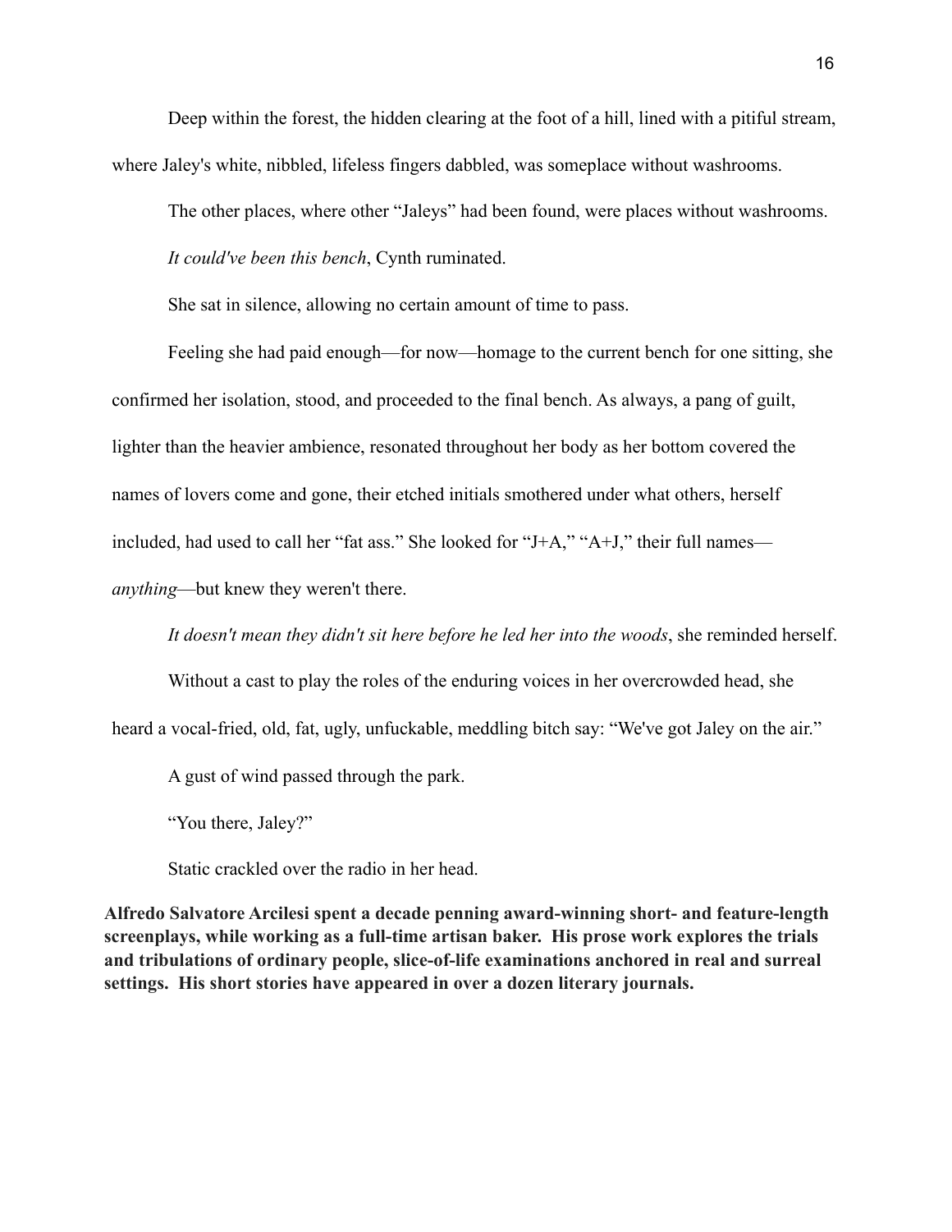Deep within the forest, the hidden clearing at the foot of a hill, lined with a pitiful stream, where Jaley's white, nibbled, lifeless fingers dabbled, was someplace without washrooms.

The other places, where other "Jaleys" had been found, were places without washrooms.

*It could've been this bench*, Cynth ruminated.

She sat in silence, allowing no certain amount of time to pass.

Feeling she had paid enough—for now—homage to the current bench for one sitting, she confirmed her isolation, stood, and proceeded to the final bench. As always, a pang of guilt, lighter than the heavier ambience, resonated throughout her body as her bottom covered the names of lovers come and gone, their etched initials smothered under what others, herself included, had used to call her "fat ass." She looked for "J+A," "A+J," their full names—*anything*—but knew they weren't there.

*It doesn't mean they didn't sit here before he led her into the woods*, she reminded herself.

Without a cast to play the roles of the enduring voices in her overcrowded head, she heard a vocal-fried, old, fat, ugly, unfuckable, meddling bitch say: "We've got Jaley on the air."

A gust of wind passed through the park.

"You there, Jaley?"

Static crackled over the radio in her head.

**Alfredo Salvatore Arcilesi spent a decade penning award-winning short- and feature-length screenplays, while working as a full-time artisan baker. His prose work explores the trials and tribulations of ordinary people, slice-of-life examinations anchored in real and surreal settings. His short stories have appeared in over a dozen literary journals.**